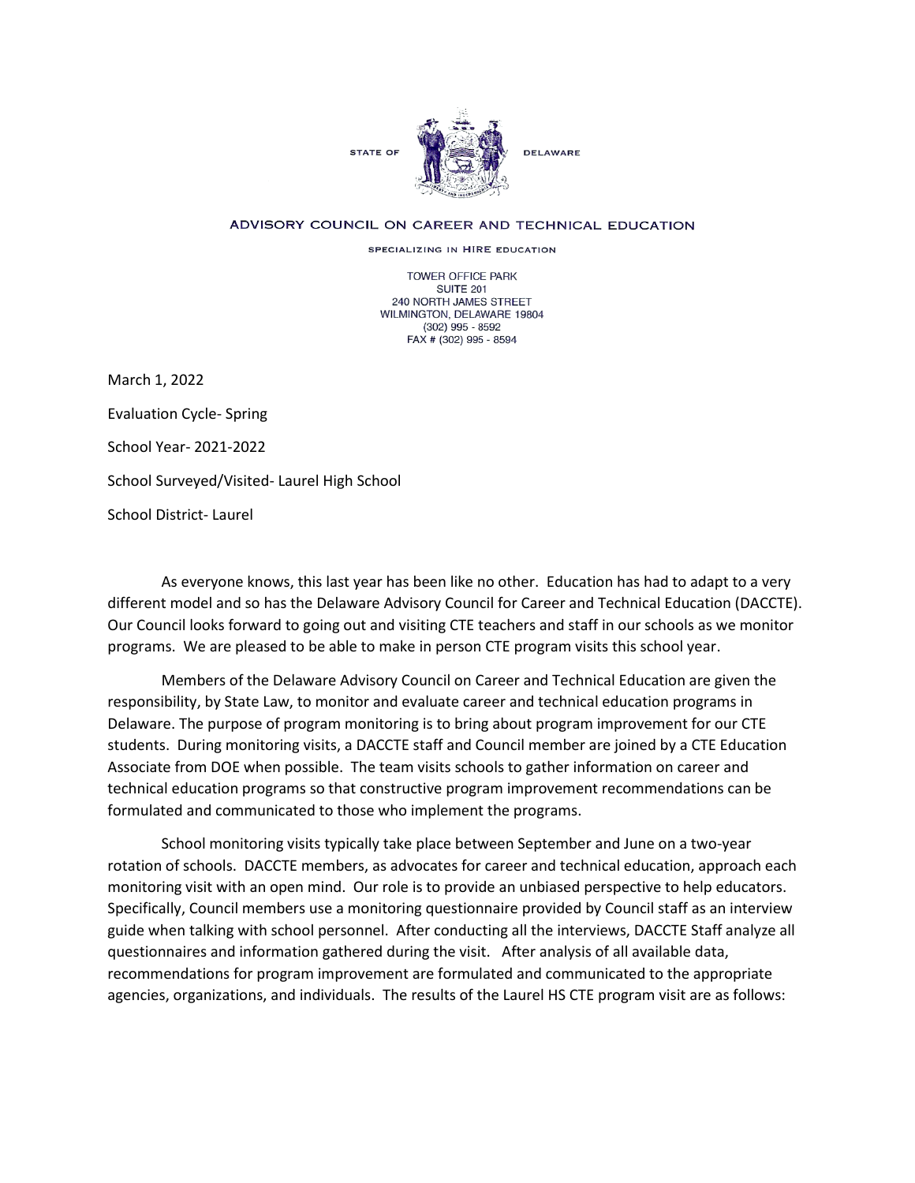STATE OF DELAWARE

ADVISORY COUNCIL ON CAREER AND TECHNICAL EDUCATION

SPECIALIZING IN HIRE EDUCATION

TOWER OFFICE PARK
SUITE 201
240 NORTH JAMES STREET
WILMINGTON, DELAWARE 19804
(302) 995 - 8592
FAX # (302) 995 - 8594

March 1, 2022

Evaluation Cycle- Spring

School Year- 2021-2022

School Surveyed/Visited- Laurel High School

School District- Laurel

As everyone knows, this last year has been like no other. Education has had to adapt to a very different model and so has the Delaware Advisory Council for Career and Technical Education (DACCTE). Our Council looks forward to going out and visiting CTE teachers and staff in our schools as we monitor programs. We are pleased to be able to make in person CTE program visits this school year.

Members of the Delaware Advisory Council on Career and Technical Education are given the responsibility, by State Law, to monitor and evaluate career and technical education programs in Delaware. The purpose of program monitoring is to bring about program improvement for our CTE students. During monitoring visits, a DACCTE staff and Council member are joined by a CTE Education Associate from DOE when possible. The team visits schools to gather information on career and technical education programs so that constructive program improvement recommendations can be formulated and communicated to those who implement the programs.

School monitoring visits typically take place between September and June on a two-year rotation of schools. DACCTE members, as advocates for career and technical education, approach each monitoring visit with an open mind. Our role is to provide an unbiased perspective to help educators. Specifically, Council members use a monitoring questionnaire provided by Council staff as an interview guide when talking with school personnel. After conducting all the interviews, DACCTE Staff analyze all questionnaires and information gathered during the visit. After analysis of all available data, recommendations for program improvement are formulated and communicated to the appropriate agencies, organizations, and individuals. The results of the Laurel HS CTE program visit are as follows: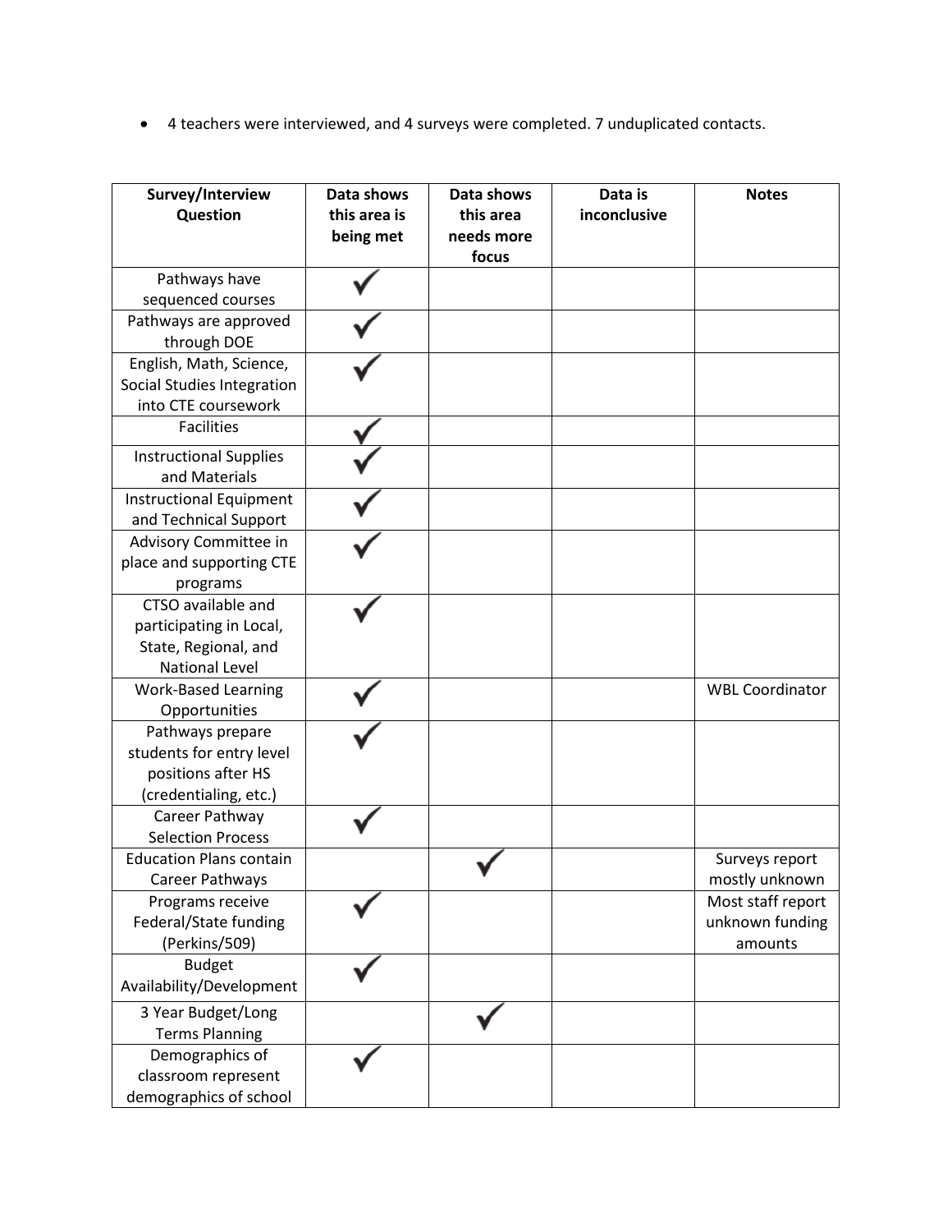- 4 teachers were interviewed, and 4 surveys were completed. 7 unduplicated contacts.

| Survey/Interview Question | Data shows this area is being met | Data shows this area needs more focus | Data is inconclusive | Notes |
|---|---|---|---|---|
| Pathways have sequenced courses | ✓ | | | |
| Pathways are approved through DOE | ✓ | | | |
| English, Math, Science, Social Studies Integration into CTE coursework | ✓ | | | |
| Facilities | ✓ | | | |
| Instructional Supplies and Materials | ✓ | | | |
| Instructional Equipment and Technical Support | ✓ | | | |
| Advisory Committee in place and supporting CTE programs | ✓ | | | |
| CTSO available and participating in Local, State, Regional, and National Level | ✓ | | | |
| Work-Based Learning Opportunities | ✓ | | | WBL Coordinator |
| Pathways prepare students for entry level positions after HS (credentialing, etc.) | ✓ | | | |
| Career Pathway Selection Process | ✓ | | | |
| Education Plans contain Career Pathways | | ✓ | | Surveys report mostly unknown |
| Programs receive Federal/State funding (Perkins/509) | ✓ | | | Most staff report unknown funding amounts |
| Budget Availability/Development | ✓ | | | |
| 3 Year Budget/Long Terms Planning | | ✓ | | |
| Demographics of classroom represent demographics of school | ✓ | | | |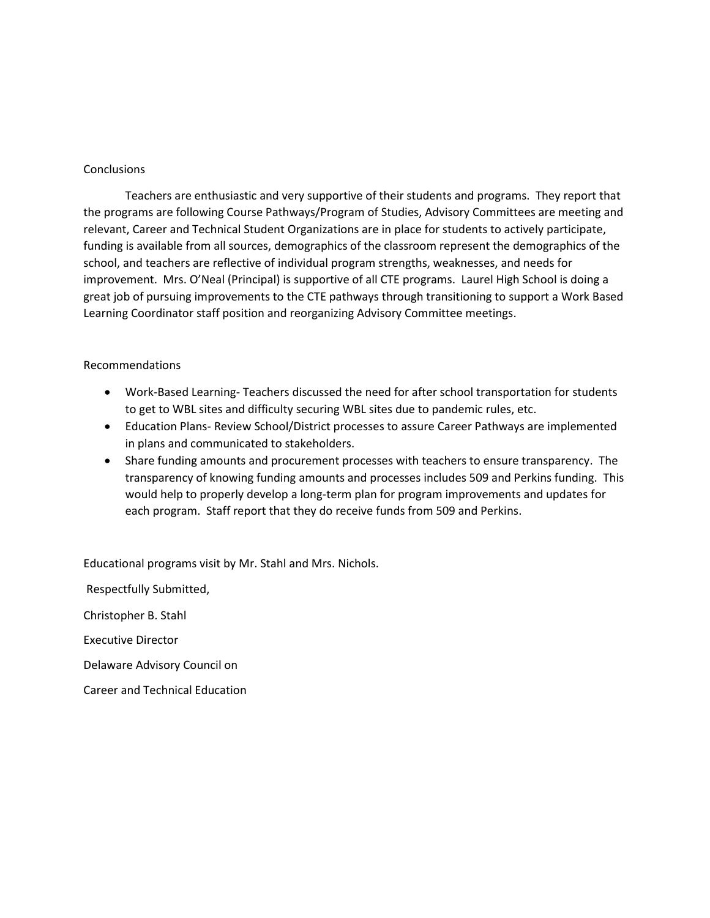## Conclusions

Teachers are enthusiastic and very supportive of their students and programs. They report that the programs are following Course Pathways/Program of Studies, Advisory Committees are meeting and relevant, Career and Technical Student Organizations are in place for students to actively participate, funding is available from all sources, demographics of the classroom represent the demographics of the school, and teachers are reflective of individual program strengths, weaknesses, and needs for improvement. Mrs. O'Neal (Principal) is supportive of all CTE programs. Laurel High School is doing a great job of pursuing improvements to the CTE pathways through transitioning to support a Work Based Learning Coordinator staff position and reorganizing Advisory Committee meetings.

## Recommendations

- Work-Based Learning- Teachers discussed the need for after school transportation for students to get to WBL sites and difficulty securing WBL sites due to pandemic rules, etc.
- Education Plans- Review School/District processes to assure Career Pathways are implemented in plans and communicated to stakeholders.
- Share funding amounts and procurement processes with teachers to ensure transparency. The transparency of knowing funding amounts and processes includes 509 and Perkins funding. This would help to properly develop a long-term plan for program improvements and updates for each program. Staff report that they do receive funds from 509 and Perkins.

Educational programs visit by Mr. Stahl and Mrs. Nichols.

Respectfully Submitted,

Christopher B. Stahl

Executive Director

Delaware Advisory Council on

Career and Technical Education